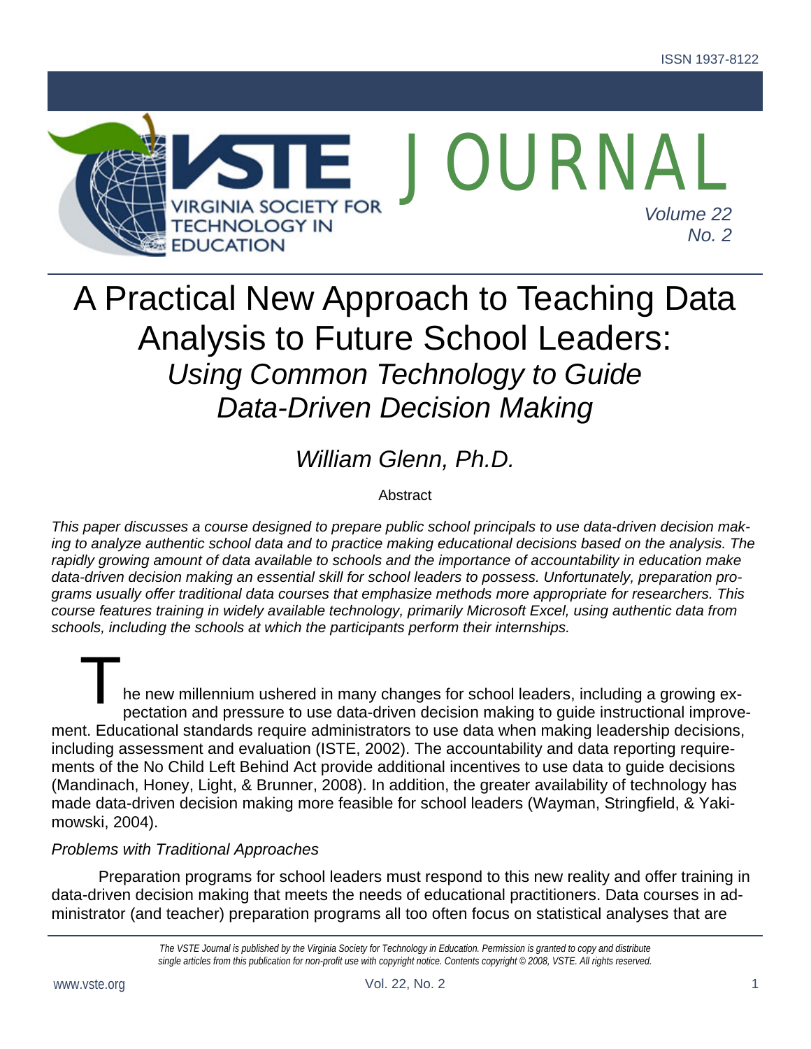# A Practical New Approach to Teaching Data Analysis to Future School Leaders: *Using Common Technology to Guide Data-Driven Decision Making*

*William Glenn, Ph.D.*

Abstract

*This paper discusses a course designed to prepare public school principals to use data-driven decision making to analyze authentic school data and to practice making educational decisions based on the analysis. The rapidly growing amount of data available to schools and the importance of accountability in education make data-driven decision making an essential skill for school leaders to possess. Unfortunately, preparation programs usually offer traditional data courses that emphasize methods more appropriate for researchers. This course features training in widely available technology, primarily Microsoft Excel, using authentic data from schools, including the schools at which the participants perform their internships.*

The new millennium ushered in many changes for school leaders, including a growing expectation and pressure to use data-driven decision making to guide instructional improvement. Educational standards require administrators to use data when making leadership decisions, including assessment and evaluation (ISTE, 2002). The accountability and data reporting requirements of the No Child Left Behind Act provide additional incentives to use data to guide decisions (Mandinach, Honey, Light, & Brunner, 2008). In addition, the greater availability of technology has made data-driven decision making more feasible for school leaders (Wayman, Stringfield, & Yakimowski, 2004).

### *Problems with Traditional Approaches*

Preparation programs for school leaders must respond to this new reality and offer training in data-driven decision making that meets the needs of educational practitioners. Data courses in administrator (and teacher) preparation programs all too often focus on statistical analyses that are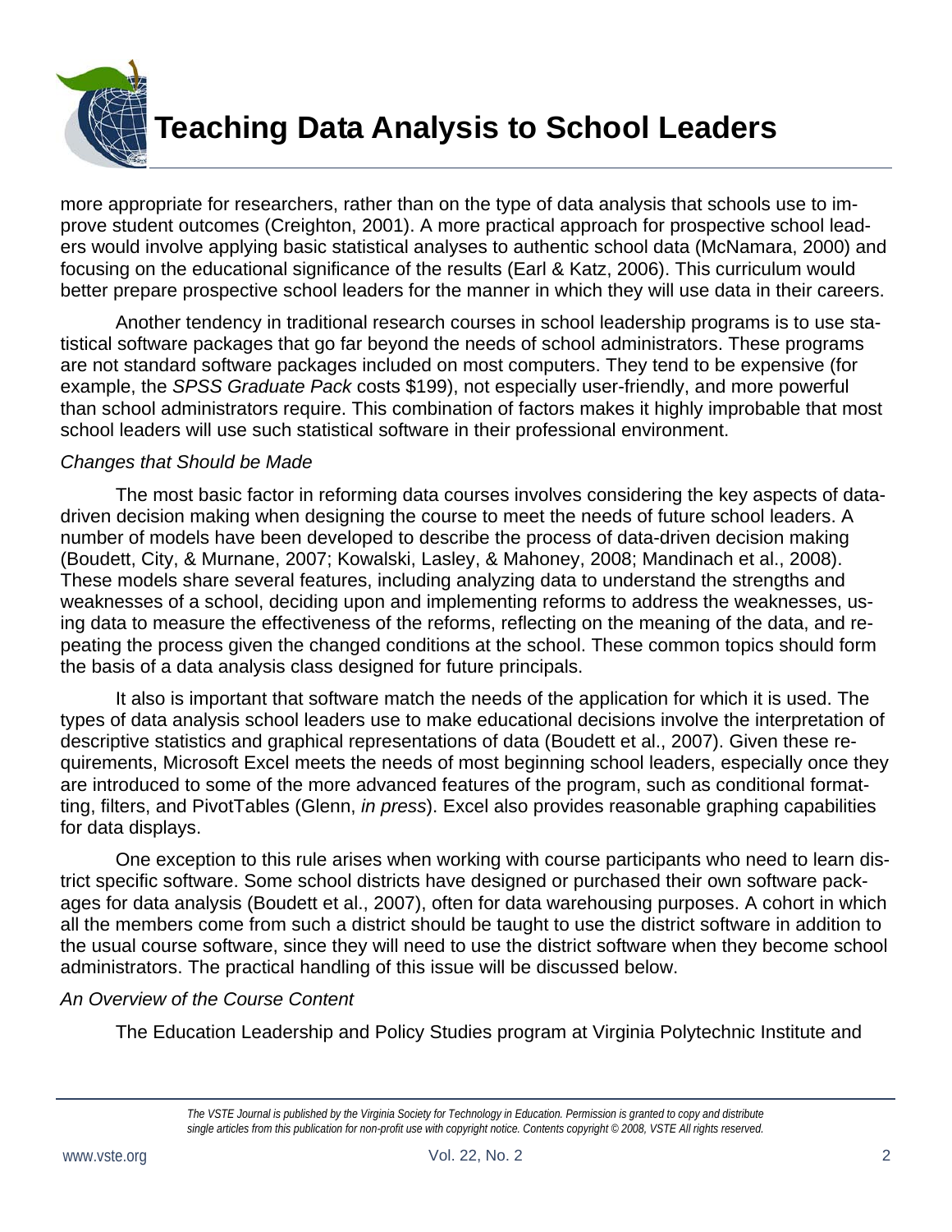more appropriate for researchers, rather than on the type of data analysis that schools use to improve student outcomes (Creighton, 2001). A more practical approach for prospective school leaders would involve applying basic statistical analyses to authentic school data (McNamara, 2000) and focusing on the educational significance of the results (Earl & Katz, 2006). This curriculum would better prepare prospective school leaders for the manner in which they will use data in their careers.

Another tendency in traditional research courses in school leadership programs is to use statistical software packages that go far beyond the needs of school administrators. These programs are not standard software packages included on most computers. They tend to be expensive (for example, the *SPSS Graduate Pack* costs $199), not especially user-friendly, and more powerful than school administrators require. This combination of factors makes it highly improbable that most school leaders will use such statistical software in their professional environment.

### *Changes that Should be Made*

The most basic factor in reforming data courses involves considering the key aspects of data-driven decision making when designing the course to meet the needs of future school leaders. A number of models have been developed to describe the process of data-driven decision making (Boudett, City, & Murnane, 2007; Kowalski, Lasley, & Mahoney, 2008; Mandinach et al., 2008). These models share several features, including analyzing data to understand the strengths and weaknesses of a school, deciding upon and implementing reforms to address the weaknesses, using data to measure the effectiveness of the reforms, reflecting on the meaning of the data, and repeating the process given the changed conditions at the school. These common topics should form the basis of a data analysis class designed for future principals.

It also is important that software match the needs of the application for which it is used. The types of data analysis school leaders use to make educational decisions involve the interpretation of descriptive statistics and graphical representations of data (Boudett et al., 2007). Given these requirements, Microsoft Excel meets the needs of most beginning school leaders, especially once they are introduced to some of the more advanced features of the program, such as conditional formatting, filters, and PivotTables (Glenn, *in press*). Excel also provides reasonable graphing capabilities for data displays.

One exception to this rule arises when working with course participants who need to learn district specific software. Some school districts have designed or purchased their own software packages for data analysis (Boudett et al., 2007), often for data warehousing purposes. A cohort in which all the members come from such a district should be taught to use the district software in addition to the usual course software, since they will need to use the district software when they become school administrators. The practical handling of this issue will be discussed below.

### *An Overview of the Course Content*

The Education Leadership and Policy Studies program at Virginia Polytechnic Institute and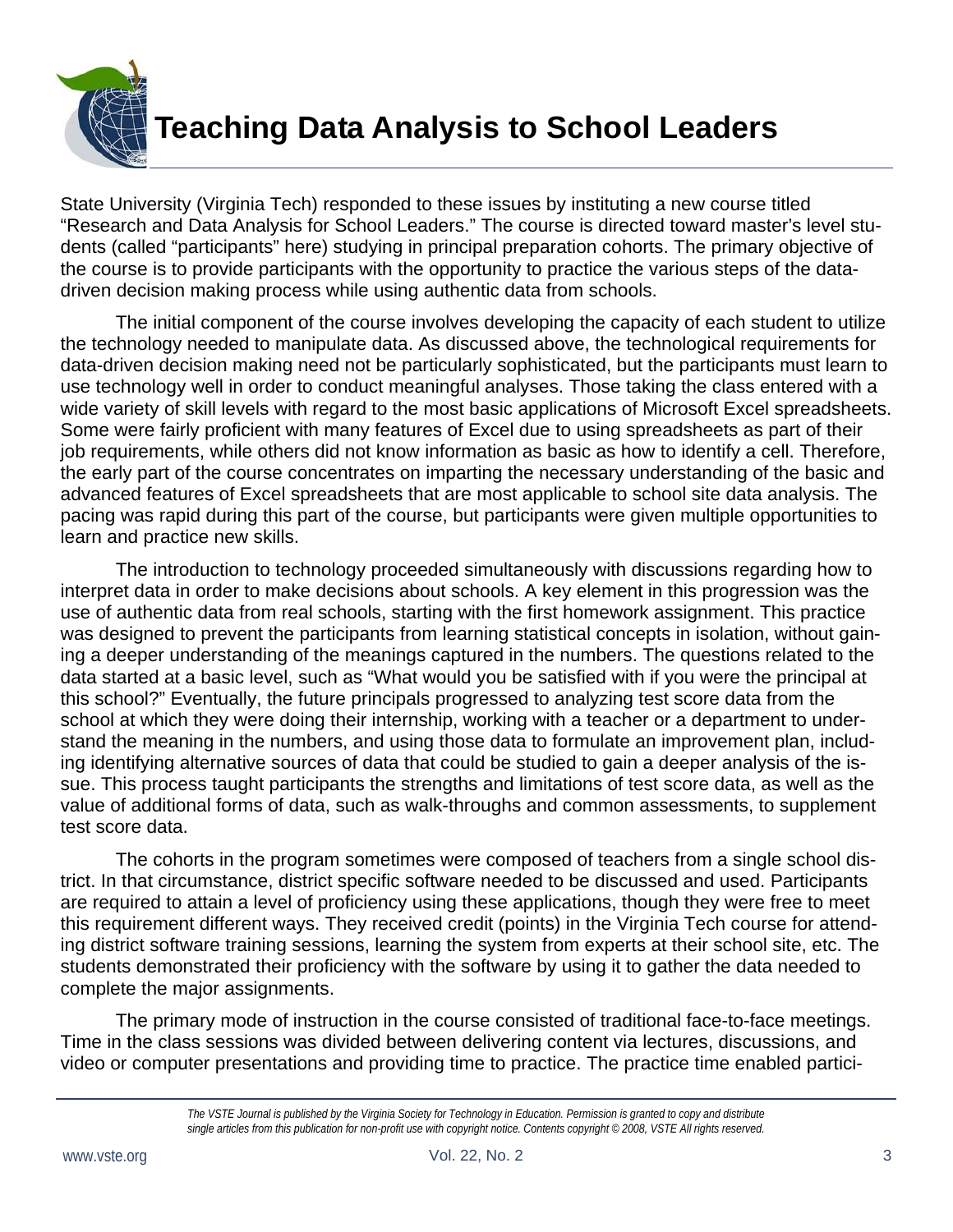State University (Virginia Tech) responded to these issues by instituting a new course titled "Research and Data Analysis for School Leaders." The course is directed toward master's level students (called "participants" here) studying in principal preparation cohorts. The primary objective of the course is to provide participants with the opportunity to practice the various steps of the data-driven decision making process while using authentic data from schools.

The initial component of the course involves developing the capacity of each student to utilize the technology needed to manipulate data. As discussed above, the technological requirements for data-driven decision making need not be particularly sophisticated, but the participants must learn to use technology well in order to conduct meaningful analyses. Those taking the class entered with a wide variety of skill levels with regard to the most basic applications of Microsoft Excel spreadsheets. Some were fairly proficient with many features of Excel due to using spreadsheets as part of their job requirements, while others did not know information as basic as how to identify a cell. Therefore, the early part of the course concentrates on imparting the necessary understanding of the basic and advanced features of Excel spreadsheets that are most applicable to school site data analysis. The pacing was rapid during this part of the course, but participants were given multiple opportunities to learn and practice new skills.

The introduction to technology proceeded simultaneously with discussions regarding how to interpret data in order to make decisions about schools. A key element in this progression was the use of authentic data from real schools, starting with the first homework assignment. This practice was designed to prevent the participants from learning statistical concepts in isolation, without gaining a deeper understanding of the meanings captured in the numbers. The questions related to the data started at a basic level, such as "What would you be satisfied with if you were the principal at this school?" Eventually, the future principals progressed to analyzing test score data from the school at which they were doing their internship, working with a teacher or a department to understand the meaning in the numbers, and using those data to formulate an improvement plan, including identifying alternative sources of data that could be studied to gain a deeper analysis of the issue. This process taught participants the strengths and limitations of test score data, as well as the value of additional forms of data, such as walk-throughs and common assessments, to supplement test score data.

The cohorts in the program sometimes were composed of teachers from a single school district. In that circumstance, district specific software needed to be discussed and used. Participants are required to attain a level of proficiency using these applications, though they were free to meet this requirement different ways. They received credit (points) in the Virginia Tech course for attending district software training sessions, learning the system from experts at their school site, etc. The students demonstrated their proficiency with the software by using it to gather the data needed to complete the major assignments.

The primary mode of instruction in the course consisted of traditional face-to-face meetings. Time in the class sessions was divided between delivering content via lectures, discussions, and video or computer presentations and providing time to practice. The practice time enabled partici-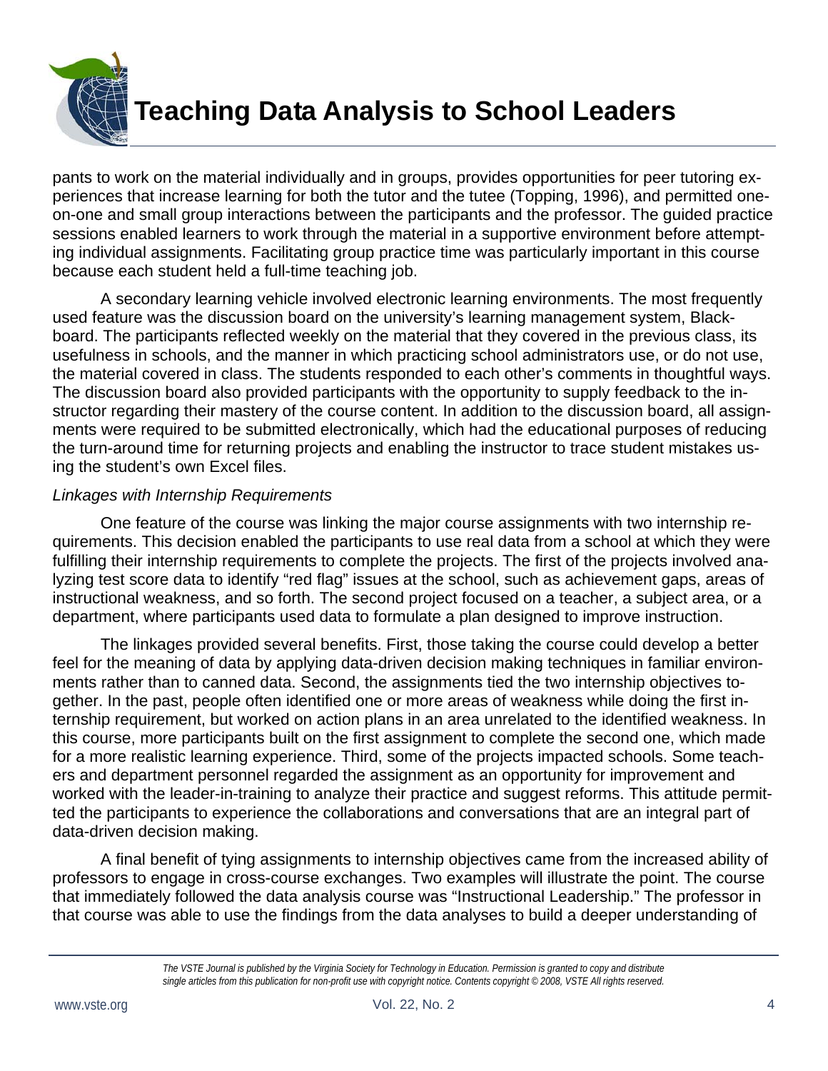pants to work on the material individually and in groups, provides opportunities for peer tutoring experiences that increase learning for both the tutor and the tutee (Topping, 1996), and permitted one-on-one and small group interactions between the participants and the professor. The guided practice sessions enabled learners to work through the material in a supportive environment before attempting individual assignments. Facilitating group practice time was particularly important in this course because each student held a full-time teaching job.

A secondary learning vehicle involved electronic learning environments. The most frequently used feature was the discussion board on the university's learning management system, Blackboard. The participants reflected weekly on the material that they covered in the previous class, its usefulness in schools, and the manner in which practicing school administrators use, or do not use, the material covered in class. The students responded to each other's comments in thoughtful ways. The discussion board also provided participants with the opportunity to supply feedback to the instructor regarding their mastery of the course content. In addition to the discussion board, all assignments were required to be submitted electronically, which had the educational purposes of reducing the turn-around time for returning projects and enabling the instructor to trace student mistakes using the student's own Excel files.

*Linkages with Internship Requirements*

One feature of the course was linking the major course assignments with two internship requirements. This decision enabled the participants to use real data from a school at which they were fulfilling their internship requirements to complete the projects. The first of the projects involved analyzing test score data to identify "red flag" issues at the school, such as achievement gaps, areas of instructional weakness, and so forth. The second project focused on a teacher, a subject area, or a department, where participants used data to formulate a plan designed to improve instruction.

The linkages provided several benefits. First, those taking the course could develop a better feel for the meaning of data by applying data-driven decision making techniques in familiar environments rather than to canned data. Second, the assignments tied the two internship objectives together. In the past, people often identified one or more areas of weakness while doing the first internship requirement, but worked on action plans in an area unrelated to the identified weakness. In this course, more participants built on the first assignment to complete the second one, which made for a more realistic learning experience. Third, some of the projects impacted schools. Some teachers and department personnel regarded the assignment as an opportunity for improvement and worked with the leader-in-training to analyze their practice and suggest reforms. This attitude permitted the participants to experience the collaborations and conversations that are an integral part of data-driven decision making.

A final benefit of tying assignments to internship objectives came from the increased ability of professors to engage in cross-course exchanges. Two examples will illustrate the point. The course that immediately followed the data analysis course was "Instructional Leadership." The professor in that course was able to use the findings from the data analyses to build a deeper understanding of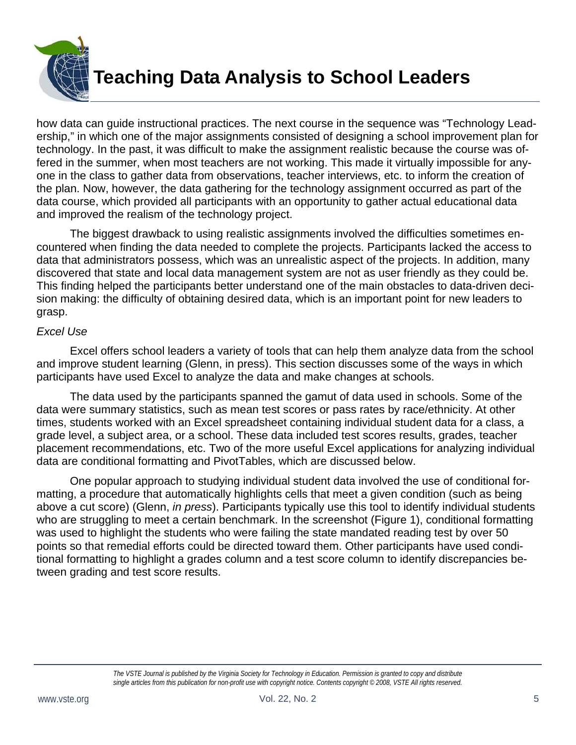how data can guide instructional practices. The next course in the sequence was "Technology Leadership," in which one of the major assignments consisted of designing a school improvement plan for technology. In the past, it was difficult to make the assignment realistic because the course was offered in the summer, when most teachers are not working. This made it virtually impossible for anyone in the class to gather data from observations, teacher interviews, etc. to inform the creation of the plan. Now, however, the data gathering for the technology assignment occurred as part of the data course, which provided all participants with an opportunity to gather actual educational data and improved the realism of the technology project.

The biggest drawback to using realistic assignments involved the difficulties sometimes encountered when finding the data needed to complete the projects. Participants lacked the access to data that administrators possess, which was an unrealistic aspect of the projects. In addition, many discovered that state and local data management system are not as user friendly as they could be. This finding helped the participants better understand one of the main obstacles to data-driven decision making: the difficulty of obtaining desired data, which is an important point for new leaders to grasp.

*Excel Use*

Excel offers school leaders a variety of tools that can help them analyze data from the school and improve student learning (Glenn, in press). This section discusses some of the ways in which participants have used Excel to analyze the data and make changes at schools.

The data used by the participants spanned the gamut of data used in schools. Some of the data were summary statistics, such as mean test scores or pass rates by race/ethnicity. At other times, students worked with an Excel spreadsheet containing individual student data for a class, a grade level, a subject area, or a school. These data included test scores results, grades, teacher placement recommendations, etc. Two of the more useful Excel applications for analyzing individual data are conditional formatting and PivotTables, which are discussed below.

One popular approach to studying individual student data involved the use of conditional formatting, a procedure that automatically highlights cells that meet a given condition (such as being above a cut score) (Glenn, *in press*). Participants typically use this tool to identify individual students who are struggling to meet a certain benchmark. In the screenshot (Figure 1), conditional formatting was used to highlight the students who were failing the state mandated reading test by over 50 points so that remedial efforts could be directed toward them. Other participants have used conditional formatting to highlight a grades column and a test score column to identify discrepancies between grading and test score results.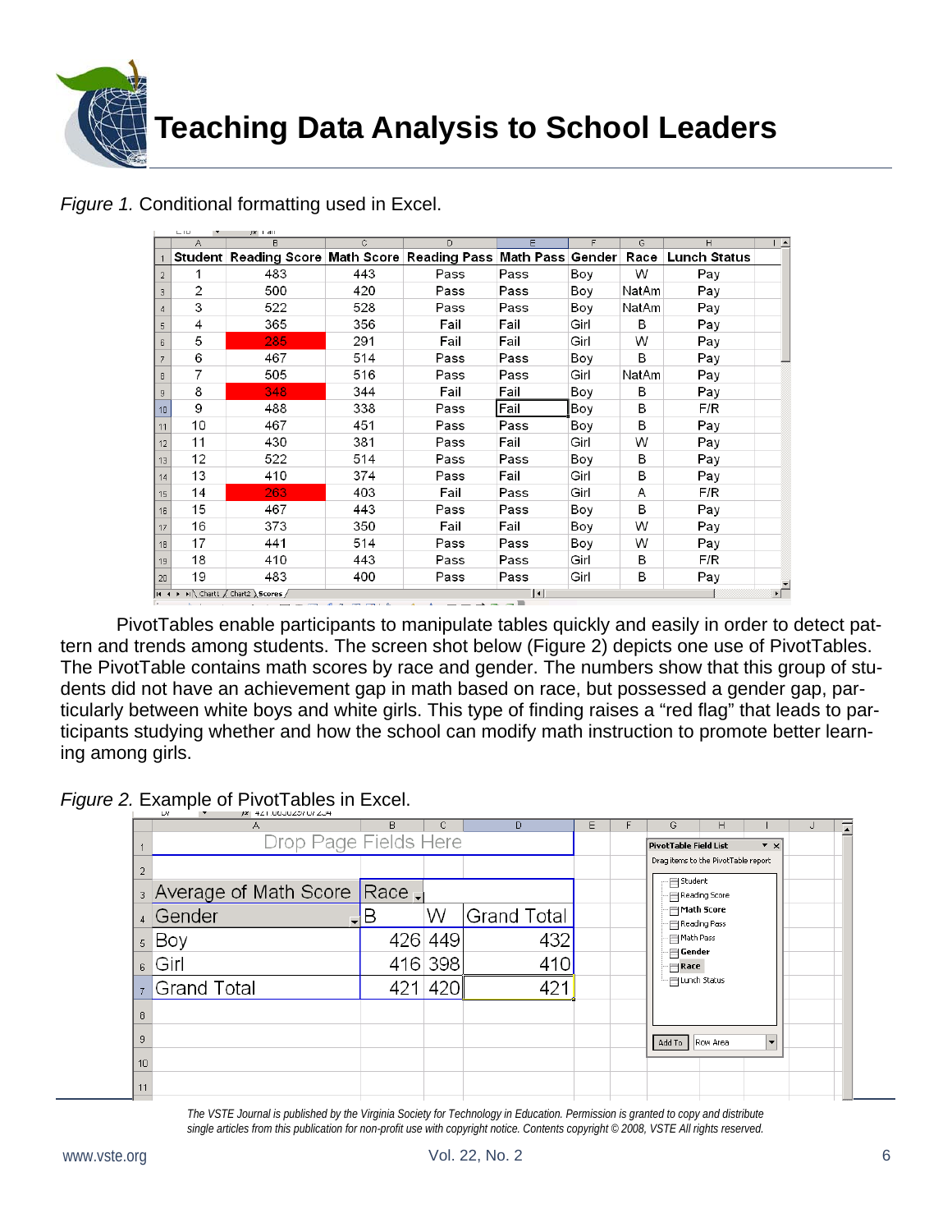*Figure 1.* Conditional formatting used in Excel.

| Student | Reading Score | Math Score | Reading Pass | Math Pass | Gender | Race | Lunch Status |
|---|---|---|---|---|---|---|---|
| 1 | 483 | 443 | Pass | Pass | Boy | W | Pay |
| 2 | 500 | 420 | Pass | Pass | Boy | NatAm | Pay |
| 3 | 522 | 528 | Pass | Pass | Boy | NatAm | Pay |
| 4 | 365 | 356 | Fail | Fail | Girl | B | Pay |
| 5 | 285 | 291 | Fail | Fail | Girl | W | Pay |
| 6 | 467 | 514 | Pass | Pass | Boy | B | Pay |
| 7 | 505 | 516 | Pass | Pass | Girl | NatAm | Pay |
| 8 | 348 | 344 | Fail | Fail | Boy | B | Pay |
| 9 | 488 | 338 | Pass | Fail | Boy | B | F/R |
| 10 | 467 | 451 | Pass | Pass | Boy | B | Pay |
| 11 | 430 | 381 | Pass | Fail | Girl | W | Pay |
| 12 | 522 | 514 | Pass | Pass | Boy | B | Pay |
| 13 | 410 | 374 | Pass | Fail | Girl | B | Pay |
| 14 | 263 | 403 | Fail | Pass | Girl | A | F/R |
| 15 | 467 | 443 | Pass | Pass | Boy | B | Pay |
| 16 | 373 | 350 | Fail | Fail | Boy | W | Pay |
| 17 | 441 | 514 | Pass | Pass | Boy | W | Pay |
| 18 | 410 | 443 | Pass | Pass | Girl | B | F/R |
| 19 | 483 | 400 | Pass | Pass | Girl | B | Pay |

PivotTables enable participants to manipulate tables quickly and easily in order to detect pattern and trends among students. The screen shot below (Figure 2) depicts one use of PivotTables. The PivotTable contains math scores by race and gender. The numbers show that this group of students did not have an achievement gap in math based on race, but possessed a gender gap, particularly between white boys and white girls. This type of finding raises a "red flag" that leads to participants studying whether and how the school can modify math instruction to promote better learning among girls.

*Figure 2.* Example of PivotTables in Excel.

| Average of Math Score | Race | | |
|---|---|---|---|
| Gender | B | W | Grand Total |
| Boy | 426 | 449 | 432 |
| Girl | 416 | 398 | 410 |
| Grand Total | 421 | 420 | 421 |

*The VSTE Journal is published by the Virginia Society for Technology in Education. Permission is granted to copy and distribute single articles from this publication for non-profit use with copyright notice. Contents copyright © 2008, VSTE All rights reserved.*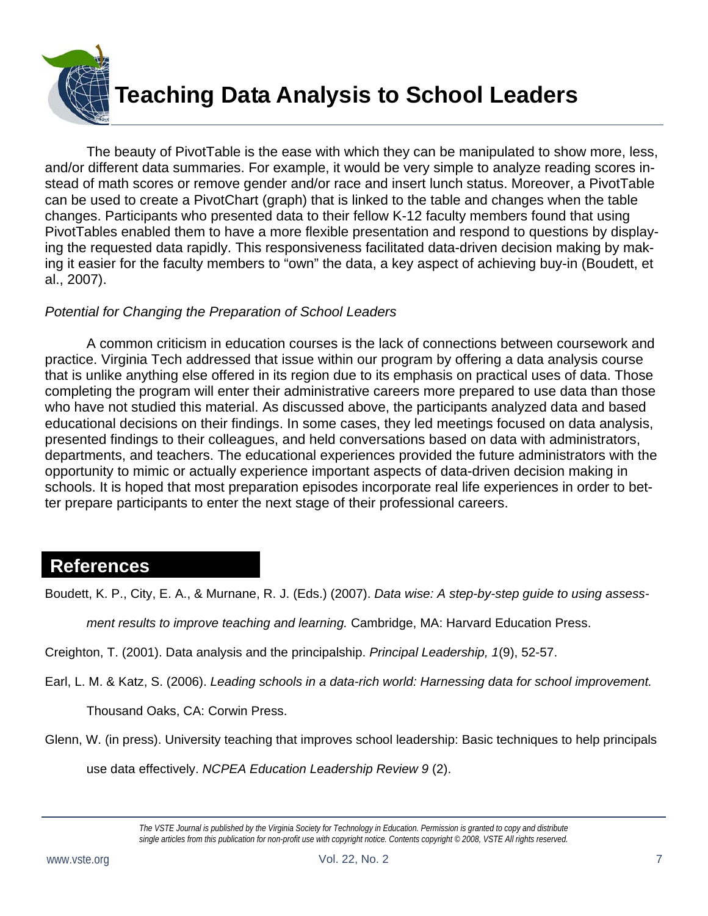# Teaching Data Analysis to School Leaders

The beauty of PivotTable is the ease with which they can be manipulated to show more, less, and/or different data summaries. For example, it would be very simple to analyze reading scores instead of math scores or remove gender and/or race and insert lunch status. Moreover, a PivotTable can be used to create a PivotChart (graph) that is linked to the table and changes when the table changes. Participants who presented data to their fellow K-12 faculty members found that using PivotTables enabled them to have a more flexible presentation and respond to questions by displaying the requested data rapidly. This responsiveness facilitated data-driven decision making by making it easier for the faculty members to "own" the data, a key aspect of achieving buy-in (Boudett, et al., 2007).

*Potential for Changing the Preparation of School Leaders*

A common criticism in education courses is the lack of connections between coursework and practice. Virginia Tech addressed that issue within our program by offering a data analysis course that is unlike anything else offered in its region due to its emphasis on practical uses of data. Those completing the program will enter their administrative careers more prepared to use data than those who have not studied this material. As discussed above, the participants analyzed data and based educational decisions on their findings. In some cases, they led meetings focused on data analysis, presented findings to their colleagues, and held conversations based on data with administrators, departments, and teachers. The educational experiences provided the future administrators with the opportunity to mimic or actually experience important aspects of data-driven decision making in schools. It is hoped that most preparation episodes incorporate real life experiences in order to better prepare participants to enter the next stage of their professional careers.

## References

Boudett, K. P., City, E. A., & Murnane, R. J. (Eds.) (2007). *Data wise: A step-by-step guide to using assessment results to improve teaching and learning.* Cambridge, MA: Harvard Education Press.

Creighton, T. (2001). Data analysis and the principalship. *Principal Leadership, 1*(9), 52-57.

Earl, L. M. & Katz, S. (2006). *Leading schools in a data-rich world: Harnessing data for school improvement.* Thousand Oaks, CA: Corwin Press.

Glenn, W. (in press). University teaching that improves school leadership: Basic techniques to help principals use data effectively. *NCPEA Education Leadership Review 9* (2).

*The VSTE Journal is published by the Virginia Society for Technology in Education. Permission is granted to copy and distribute single articles from this publication for non-profit use with copyright notice. Contents copyright © 2008, VSTE All rights reserved.*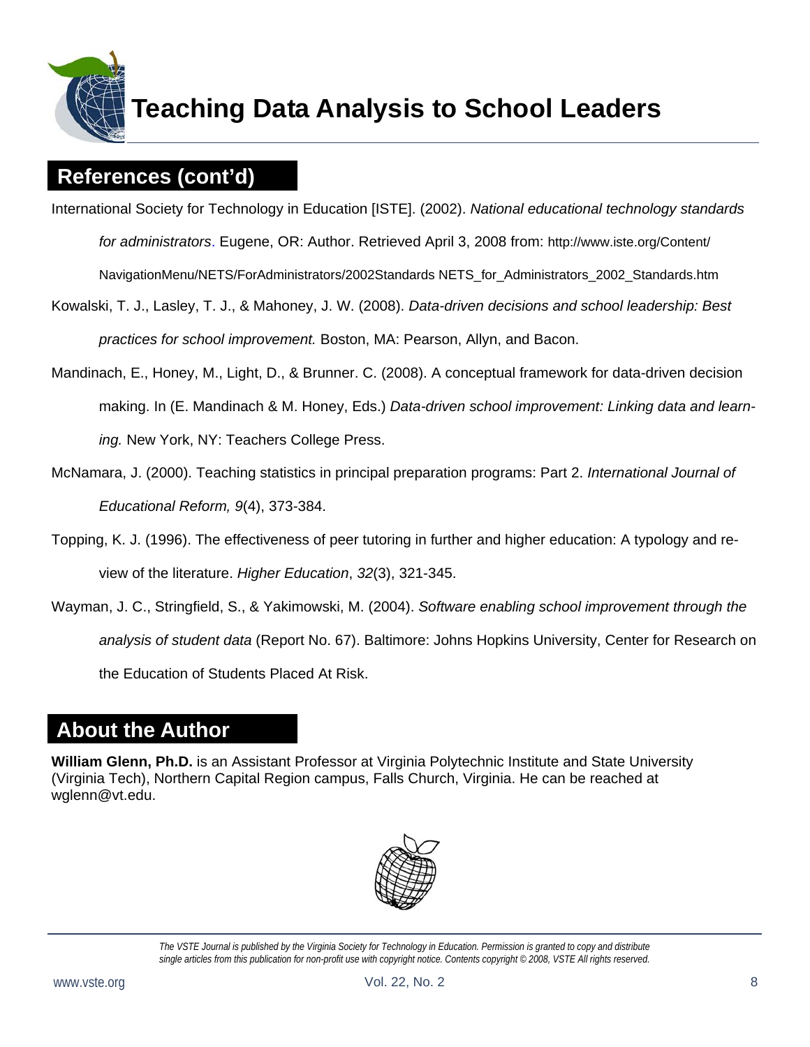## References (cont'd)

International Society for Technology in Education [ISTE]. (2002). *National educational technology standards for administrators*. Eugene, OR: Author. Retrieved April 3, 2008 from: http://www.iste.org/Content/NavigationMenu/NETS/ForAdministrators/2002Standards NETS_for_Administrators_2002_Standards.htm

Kowalski, T. J., Lasley, T. J., & Mahoney, J. W. (2008). *Data-driven decisions and school leadership: Best practices for school improvement.* Boston, MA: Pearson, Allyn, and Bacon.

Mandinach, E., Honey, M., Light, D., & Brunner. C. (2008). A conceptual framework for data-driven decision making. In (E. Mandinach & M. Honey, Eds.) *Data-driven school improvement: Linking data and learning.* New York, NY: Teachers College Press.

McNamara, J. (2000). Teaching statistics in principal preparation programs: Part 2. *International Journal of Educational Reform, 9*(4), 373-384.

Topping, K. J. (1996). The effectiveness of peer tutoring in further and higher education: A typology and review of the literature. *Higher Education*, *32*(3), 321-345.

Wayman, J. C., Stringfield, S., & Yakimowski, M. (2004). *Software enabling school improvement through the analysis of student data* (Report No. 67). Baltimore: Johns Hopkins University, Center for Research on the Education of Students Placed At Risk.

## About the Author

**William Glenn, Ph.D.** is an Assistant Professor at Virginia Polytechnic Institute and State University (Virginia Tech), Northern Capital Region campus, Falls Church, Virginia. He can be reached at wglenn@vt.edu.

*The VSTE Journal is published by the Virginia Society for Technology in Education. Permission is granted to copy and distribute single articles from this publication for non-profit use with copyright notice. Contents copyright © 2008, VSTE All rights reserved.*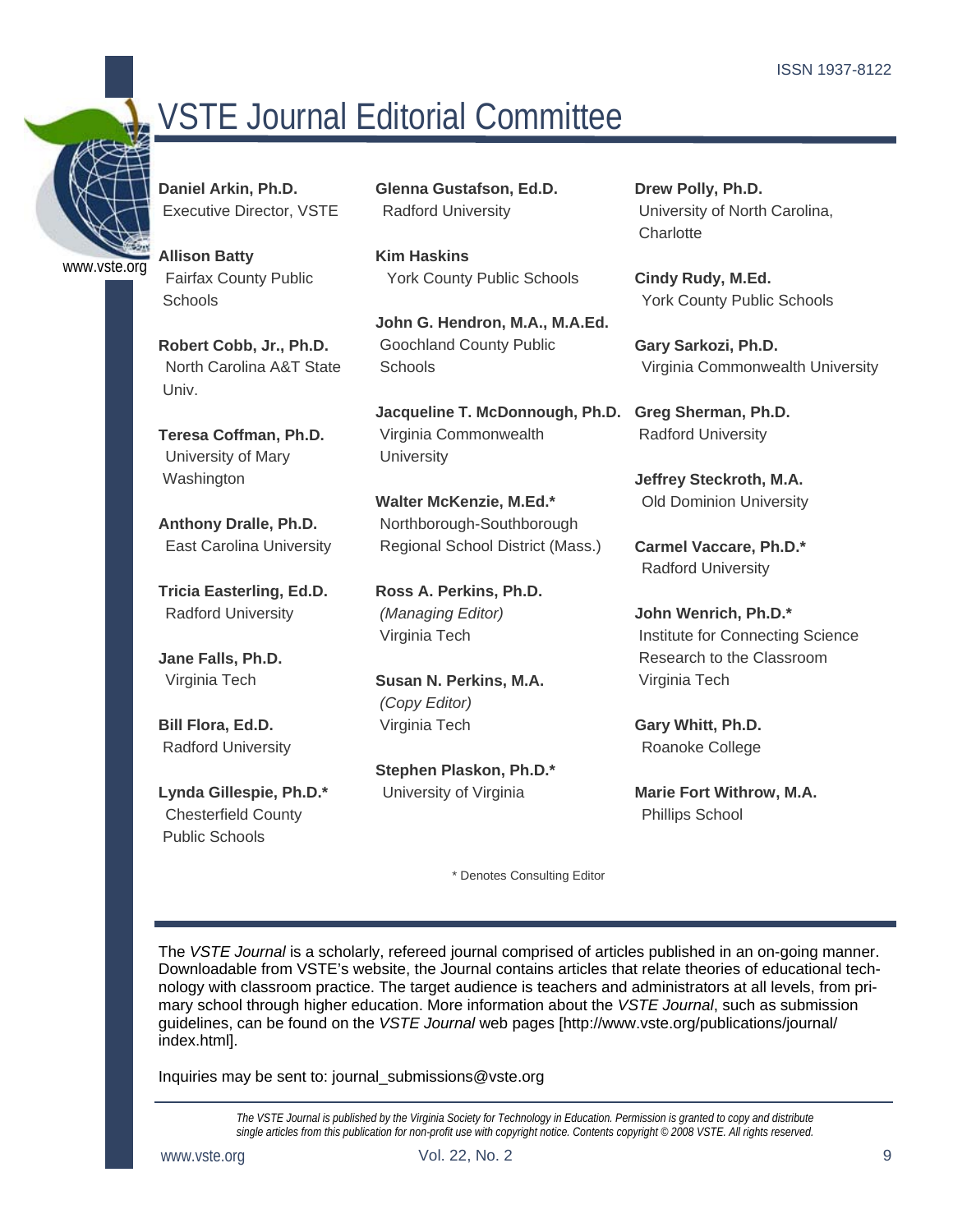# VSTE Journal Editorial Committee

**Daniel Arkin, Ph.D.**
Executive Director, VSTE

**Allison Batty**
Fairfax County Public Schools

**Robert Cobb, Jr., Ph.D.**
North Carolina A&T State Univ.

**Teresa Coffman, Ph.D.**
University of Mary Washington

**Anthony Dralle, Ph.D.**
East Carolina University

**Tricia Easterling, Ed.D.**
Radford University

**Jane Falls, Ph.D.**
Virginia Tech

**Bill Flora, Ed.D.**
Radford University

**Lynda Gillespie, Ph.D.***
Chesterfield County Public Schools

**Glenna Gustafson, Ed.D.**
Radford University

**Kim Haskins**
York County Public Schools

**John G. Hendron, M.A., M.A.Ed.**
Goochland County Public Schools

**Jacqueline T. McDonnough, Ph.D.**
Virginia Commonwealth University

**Walter McKenzie, M.Ed.***
Northborough-Southborough Regional School District (Mass.)

**Ross A. Perkins, Ph.D.**
*(Managing Editor)*
Virginia Tech

**Susan N. Perkins, M.A.**
*(Copy Editor)*
Virginia Tech

**Stephen Plaskon, Ph.D.***
University of Virginia

**Drew Polly, Ph.D.**
University of North Carolina, Charlotte

**Cindy Rudy, M.Ed.**
York County Public Schools

**Gary Sarkozi, Ph.D.**
Virginia Commonwealth University

**Greg Sherman, Ph.D.**
Radford University

**Jeffrey Steckroth, M.A.**
Old Dominion University

**Carmel Vaccare, Ph.D.***
Radford University

**John Wenrich, Ph.D.***
Institute for Connecting Science Research to the Classroom
Virginia Tech

**Gary Whitt, Ph.D.**
Roanoke College

**Marie Fort Withrow, M.A.**
Phillips School

* Denotes Consulting Editor

The *VSTE Journal* is a scholarly, refereed journal comprised of articles published in an on-going manner. Downloadable from VSTE's website, the Journal contains articles that relate theories of educational technology with classroom practice. The target audience is teachers and administrators at all levels, from primary school through higher education. More information about the *VSTE Journal*, such as submission guidelines, can be found on the *VSTE Journal* web pages [http://www.vste.org/publications/journal/index.html].

Inquiries may be sent to: journal_submissions@vste.org

*The VSTE Journal is published by the Virginia Society for Technology in Education. Permission is granted to copy and distribute single articles from this publication for non-profit use with copyright notice. Contents copyright © 2008 VSTE. All rights reserved.*